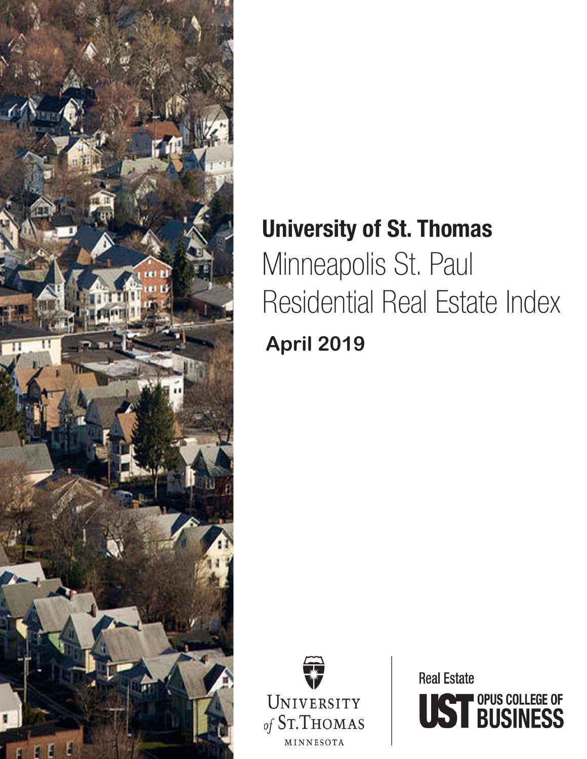# University of St. Thomas

## Minneapolis St. Paul Residential Real Estate Index

**April 2019**

UNIVERSITY *of* ST. THOMAS
MINNESOTA

Real Estate
UST OPUS COLLEGE OF BUSINESS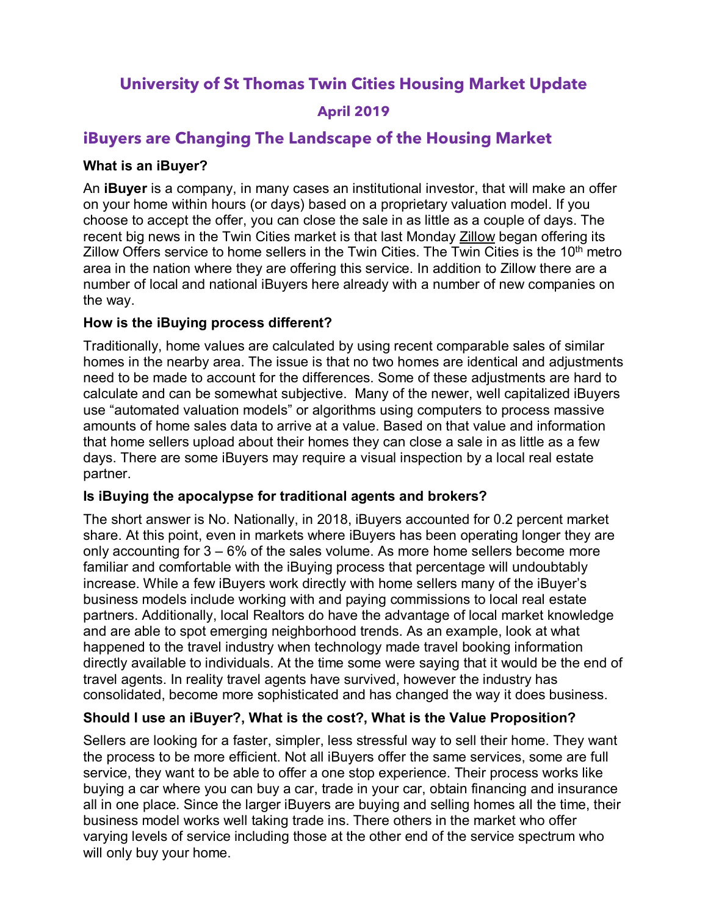# University of St Thomas Twin Cities Housing Market Update

## April 2019

## iBuyers are Changing The Landscape of the Housing Market

### What is an iBuyer?

An **iBuyer** is a company, in many cases an institutional investor, that will make an offer on your home within hours (or days) based on a proprietary valuation model. If you choose to accept the offer, you can close the sale in as little as a couple of days. The recent big news in the Twin Cities market is that last Monday Zillow began offering its Zillow Offers service to home sellers in the Twin Cities. The Twin Cities is the 10th metro area in the nation where they are offering this service. In addition to Zillow there are a number of local and national iBuyers here already with a number of new companies on the way.

### How is the iBuying process different?

Traditionally, home values are calculated by using recent comparable sales of similar homes in the nearby area. The issue is that no two homes are identical and adjustments need to be made to account for the differences. Some of these adjustments are hard to calculate and can be somewhat subjective. Many of the newer, well capitalized iBuyers use "automated valuation models" or algorithms using computers to process massive amounts of home sales data to arrive at a value. Based on that value and information that home sellers upload about their homes they can close a sale in as little as a few days. There are some iBuyers may require a visual inspection by a local real estate partner.

### Is iBuying the apocalypse for traditional agents and brokers?

The short answer is No. Nationally, in 2018, iBuyers accounted for 0.2 percent market share. At this point, even in markets where iBuyers has been operating longer they are only accounting for 3 – 6% of the sales volume. As more home sellers become more familiar and comfortable with the iBuying process that percentage will undoubtably increase. While a few iBuyers work directly with home sellers many of the iBuyer's business models include working with and paying commissions to local real estate partners. Additionally, local Realtors do have the advantage of local market knowledge and are able to spot emerging neighborhood trends. As an example, look at what happened to the travel industry when technology made travel booking information directly available to individuals. At the time some were saying that it would be the end of travel agents. In reality travel agents have survived, however the industry has consolidated, become more sophisticated and has changed the way it does business.

### Should I use an iBuyer?, What is the cost?, What is the Value Proposition?

Sellers are looking for a faster, simpler, less stressful way to sell their home. They want the process to be more efficient. Not all iBuyers offer the same services, some are full service, they want to be able to offer a one stop experience. Their process works like buying a car where you can buy a car, trade in your car, obtain financing and insurance all in one place. Since the larger iBuyers are buying and selling homes all the time, their business model works well taking trade ins. There others in the market who offer varying levels of service including those at the other end of the service spectrum who will only buy your home.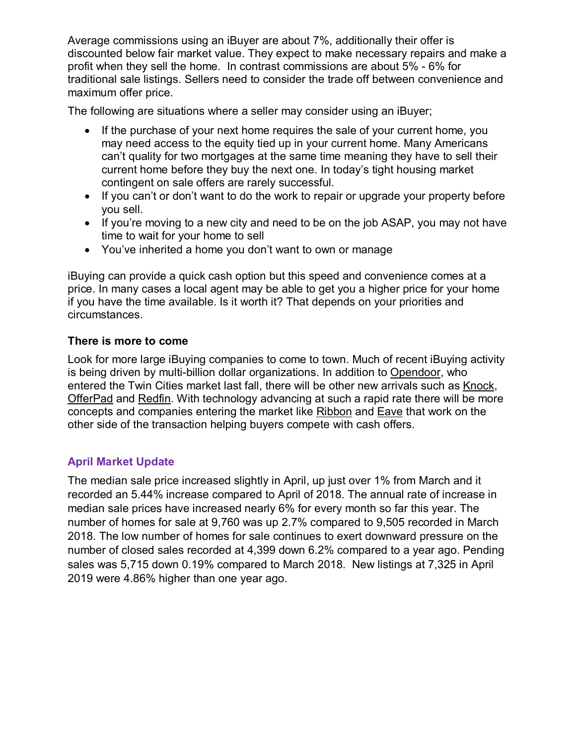Average commissions using an iBuyer are about 7%, additionally their offer is discounted below fair market value. They expect to make necessary repairs and make a profit when they sell the home. In contrast commissions are about 5% - 6% for traditional sale listings. Sellers need to consider the trade off between convenience and maximum offer price.

The following are situations where a seller may consider using an iBuyer;

- If the purchase of your next home requires the sale of your current home, you may need access to the equity tied up in your current home. Many Americans can't quality for two mortgages at the same time meaning they have to sell their current home before they buy the next one. In today's tight housing market contingent on sale offers are rarely successful.
- If you can't or don't want to do the work to repair or upgrade your property before you sell.
- If you're moving to a new city and need to be on the job ASAP, you may not have time to wait for your home to sell
- You've inherited a home you don't want to own or manage

iBuying can provide a quick cash option but this speed and convenience comes at a price. In many cases a local agent may be able to get you a higher price for your home if you have the time available. Is it worth it? That depends on your priorities and circumstances.

**There is more to come**

Look for more large iBuying companies to come to town. Much of recent iBuying activity is being driven by multi-billion dollar organizations. In addition to Opendoor, who entered the Twin Cities market last fall, there will be other new arrivals such as Knock, OfferPad and Redfin. With technology advancing at such a rapid rate there will be more concepts and companies entering the market like Ribbon and Eave that work on the other side of the transaction helping buyers compete with cash offers.

## April Market Update

The median sale price increased slightly in April, up just over 1% from March and it recorded an 5.44% increase compared to April of 2018. The annual rate of increase in median sale prices have increased nearly 6% for every month so far this year. The number of homes for sale at 9,760 was up 2.7% compared to 9,505 recorded in March 2018. The low number of homes for sale continues to exert downward pressure on the number of closed sales recorded at 4,399 down 6.2% compared to a year ago. Pending sales was 5,715 down 0.19% compared to March 2018. New listings at 7,325 in April 2019 were 4.86% higher than one year ago.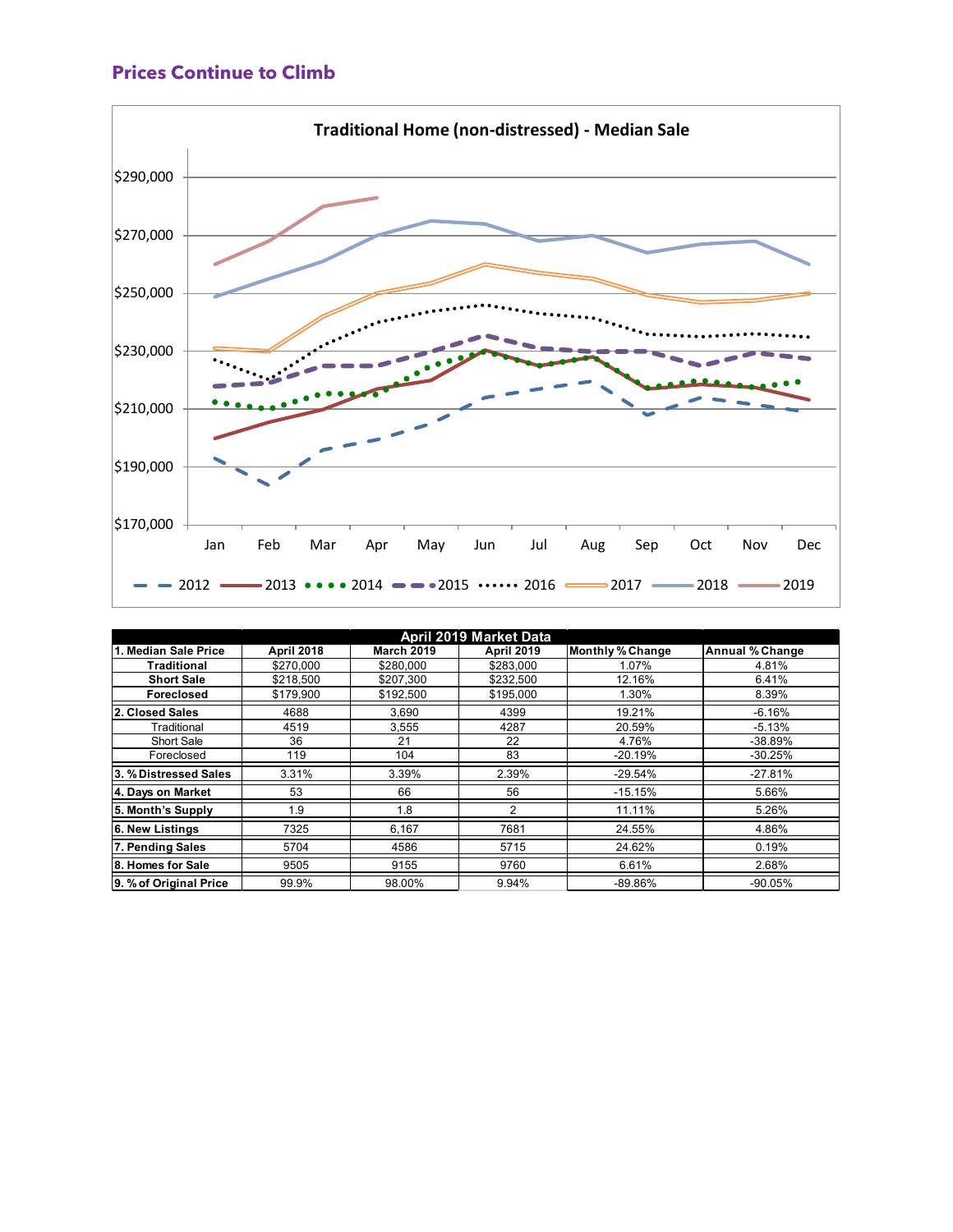## Prices Continue to Climb

Traditional Home (non-distressed) - Median Sale

$290,000
$270,000
$250,000
$230,000
$210,000
$190,000
$170,000

Jan Feb Mar Apr May Jun Jul Aug Sep Oct Nov Dec

2012 2013 2014 2015 2016 2017 2018 2019

| April 2019 Market Data | | | | | |
|---|---|---|---|---|---|
| **1. Median Sale Price** | **April 2018** | **March 2019** | **April 2019** | **Monthly % Change** | **Annual % Change** |
| **Traditional** | $270,000 | $280,000 | $283,000 | 1.07% | 4.81% |
| **Short Sale** | $218,500 | $207,300 | $232,500 | 12.16% | 6.41% |
| **Foreclosed** | $179,900 | $192,500 | $195,000 | 1.30% | 8.39% |
| **2. Closed Sales** | 4688 | 3,690 | 4399 | 19.21% | -6.16% |
| Traditional | 4519 | 3,555 | 4287 | 20.59% | -5.13% |
| Short Sale | 36 | 21 | 22 | 4.76% | -38.89% |
| Foreclosed | 119 | 104 | 83 | -20.19% | -30.25% |
| **3. % Distressed Sales** | 3.31% | 3.39% | 2.39% | -29.54% | -27.81% |
| **4. Days on Market** | 53 | 66 | 56 | -15.15% | 5.66% |
| **5. Month's Supply** | 1.9 | 1.8 | 2 | 11.11% | 5.26% |
| **6. New Listings** | 7325 | 6,167 | 7681 | 24.55% | 4.86% |
| **7. Pending Sales** | 5704 | 4586 | 5715 | 24.62% | 0.19% |
| **8. Homes for Sale** | 9505 | 9155 | 9760 | 6.61% | 2.68% |
| **9. % of Original Price** | 99.9% | 98.00% | 9.94% | -89.86% | -90.05% |